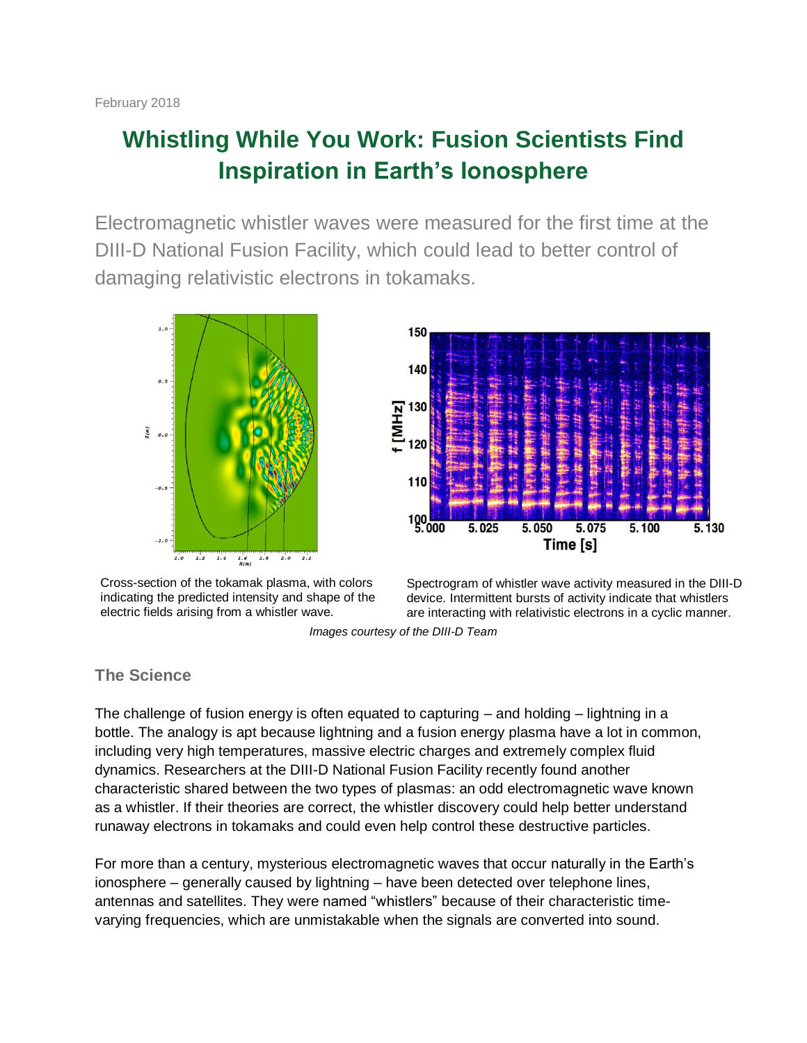February 2018

# Whistling While You Work: Fusion Scientists Find Inspiration in Earth's Ionosphere

Electromagnetic whistler waves were measured for the first time at the DIII-D National Fusion Facility, which could lead to better control of damaging relativistic electrons in tokamaks.

Cross-section of the tokamak plasma, with colors indicating the predicted intensity and shape of the electric fields arising from a whistler wave.

Spectrogram of whistler wave activity measured in the DIII-D device. Intermittent bursts of activity indicate that whistlers are interacting with relativistic electrons in a cyclic manner.

*Images courtesy of the DIII-D Team*

## The Science

The challenge of fusion energy is often equated to capturing – and holding – lightning in a bottle. The analogy is apt because lightning and a fusion energy plasma have a lot in common, including very high temperatures, massive electric charges and extremely complex fluid dynamics. Researchers at the DIII-D National Fusion Facility recently found another characteristic shared between the two types of plasmas: an odd electromagnetic wave known as a whistler. If their theories are correct, the whistler discovery could help better understand runaway electrons in tokamaks and could even help control these destructive particles.

For more than a century, mysterious electromagnetic waves that occur naturally in the Earth's ionosphere – generally caused by lightning – have been detected over telephone lines, antennas and satellites. They were named "whistlers" because of their characteristic time-varying frequencies, which are unmistakable when the signals are converted into sound.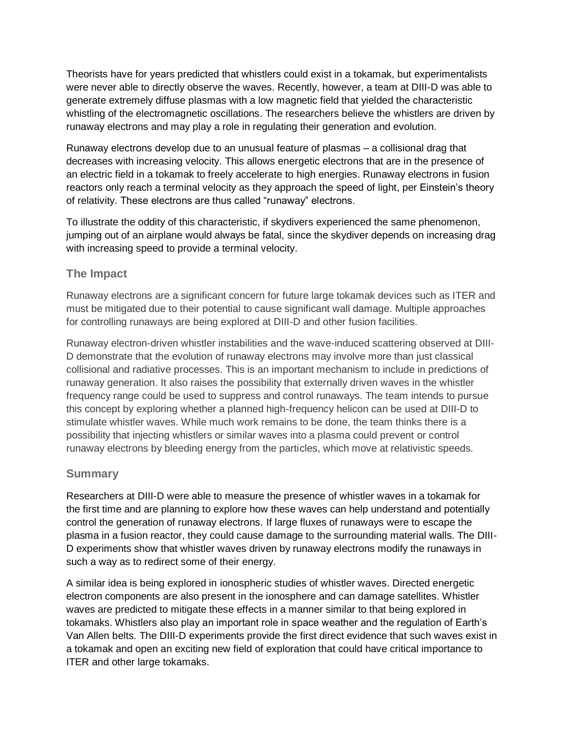Theorists have for years predicted that whistlers could exist in a tokamak, but experimentalists were never able to directly observe the waves. Recently, however, a team at DIII-D was able to generate extremely diffuse plasmas with a low magnetic field that yielded the characteristic whistling of the electromagnetic oscillations. The researchers believe the whistlers are driven by runaway electrons and may play a role in regulating their generation and evolution.

Runaway electrons develop due to an unusual feature of plasmas – a collisional drag that decreases with increasing velocity. This allows energetic electrons that are in the presence of an electric field in a tokamak to freely accelerate to high energies. Runaway electrons in fusion reactors only reach a terminal velocity as they approach the speed of light, per Einstein's theory of relativity. These electrons are thus called "runaway" electrons.

To illustrate the oddity of this characteristic, if skydivers experienced the same phenomenon, jumping out of an airplane would always be fatal, since the skydiver depends on increasing drag with increasing speed to provide a terminal velocity.

## The Impact

Runaway electrons are a significant concern for future large tokamak devices such as ITER and must be mitigated due to their potential to cause significant wall damage. Multiple approaches for controlling runaways are being explored at DIII-D and other fusion facilities.

Runaway electron-driven whistler instabilities and the wave-induced scattering observed at DIII-D demonstrate that the evolution of runaway electrons may involve more than just classical collisional and radiative processes. This is an important mechanism to include in predictions of runaway generation. It also raises the possibility that externally driven waves in the whistler frequency range could be used to suppress and control runaways. The team intends to pursue this concept by exploring whether a planned high-frequency helicon can be used at DIII-D to stimulate whistler waves. While much work remains to be done, the team thinks there is a possibility that injecting whistlers or similar waves into a plasma could prevent or control runaway electrons by bleeding energy from the particles, which move at relativistic speeds.

## Summary

Researchers at DIII-D were able to measure the presence of whistler waves in a tokamak for the first time and are planning to explore how these waves can help understand and potentially control the generation of runaway electrons. If large fluxes of runaways were to escape the plasma in a fusion reactor, they could cause damage to the surrounding material walls. The DIII-D experiments show that whistler waves driven by runaway electrons modify the runaways in such a way as to redirect some of their energy.

A similar idea is being explored in ionospheric studies of whistler waves. Directed energetic electron components are also present in the ionosphere and can damage satellites. Whistler waves are predicted to mitigate these effects in a manner similar to that being explored in tokamaks. Whistlers also play an important role in space weather and the regulation of Earth's Van Allen belts. The DIII-D experiments provide the first direct evidence that such waves exist in a tokamak and open an exciting new field of exploration that could have critical importance to ITER and other large tokamaks.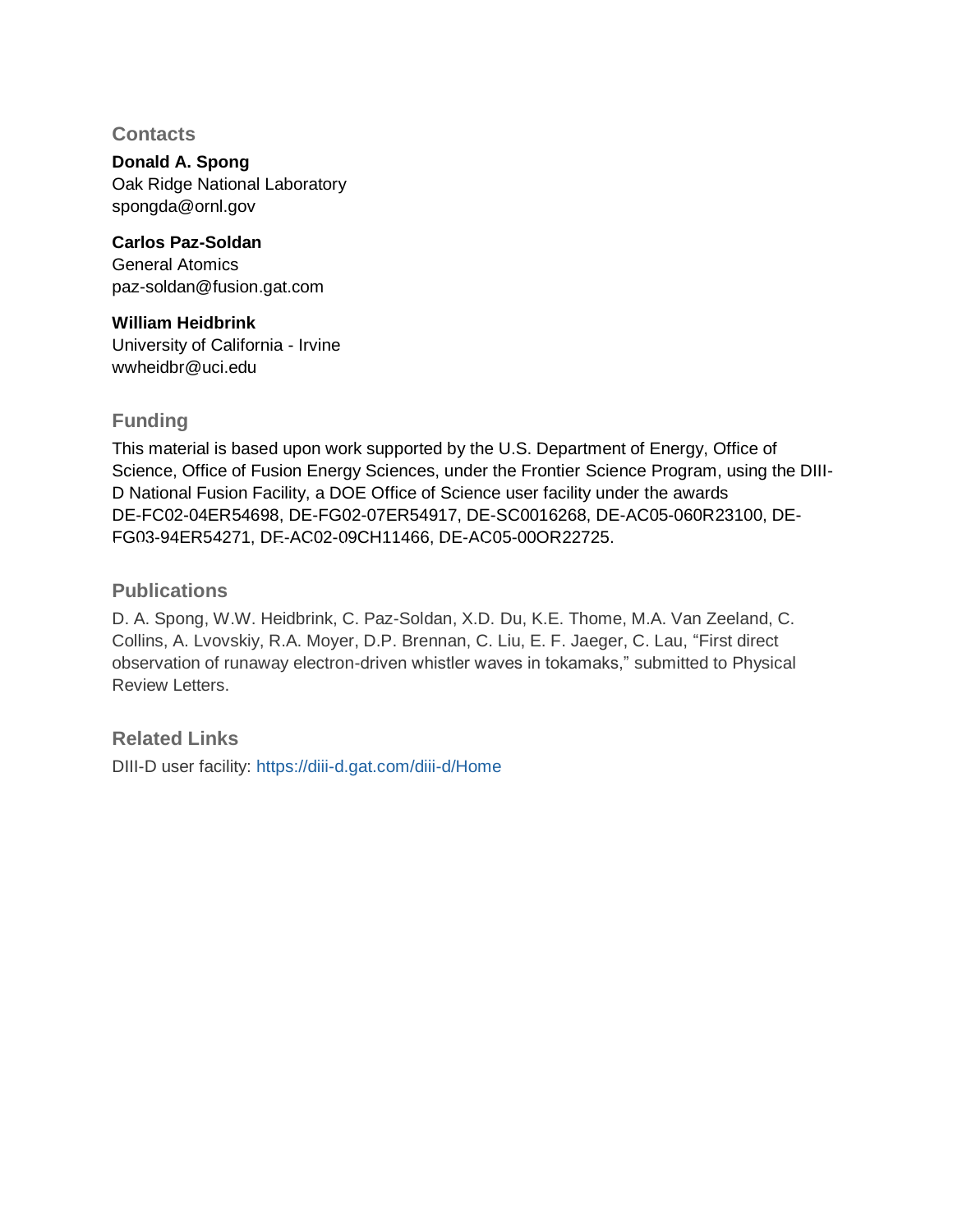## Contacts

**Donald A. Spong**
Oak Ridge National Laboratory
spongda@ornl.gov

**Carlos Paz-Soldan**
General Atomics
paz-soldan@fusion.gat.com

**William Heidbrink**
University of California - Irvine
wwheidbr@uci.edu

## Funding

This material is based upon work supported by the U.S. Department of Energy, Office of Science, Office of Fusion Energy Sciences, under the Frontier Science Program, using the DIII-D National Fusion Facility, a DOE Office of Science user facility under the awards DE-FC02-04ER54698, DE-FG02-07ER54917, DE-SC0016268, DE-AC05-060R23100, DE-FG03-94ER54271, DE-AC02-09CH11466, DE-AC05-00OR22725.

## Publications

D. A. Spong, W.W. Heidbrink, C. Paz-Soldan, X.D. Du, K.E. Thome, M.A. Van Zeeland, C. Collins, A. Lvovskiy, R.A. Moyer, D.P. Brennan, C. Liu, E. F. Jaeger, C. Lau, "First direct observation of runaway electron-driven whistler waves in tokamaks," submitted to Physical Review Letters.

## Related Links

DIII-D user facility: https://diii-d.gat.com/diii-d/Home